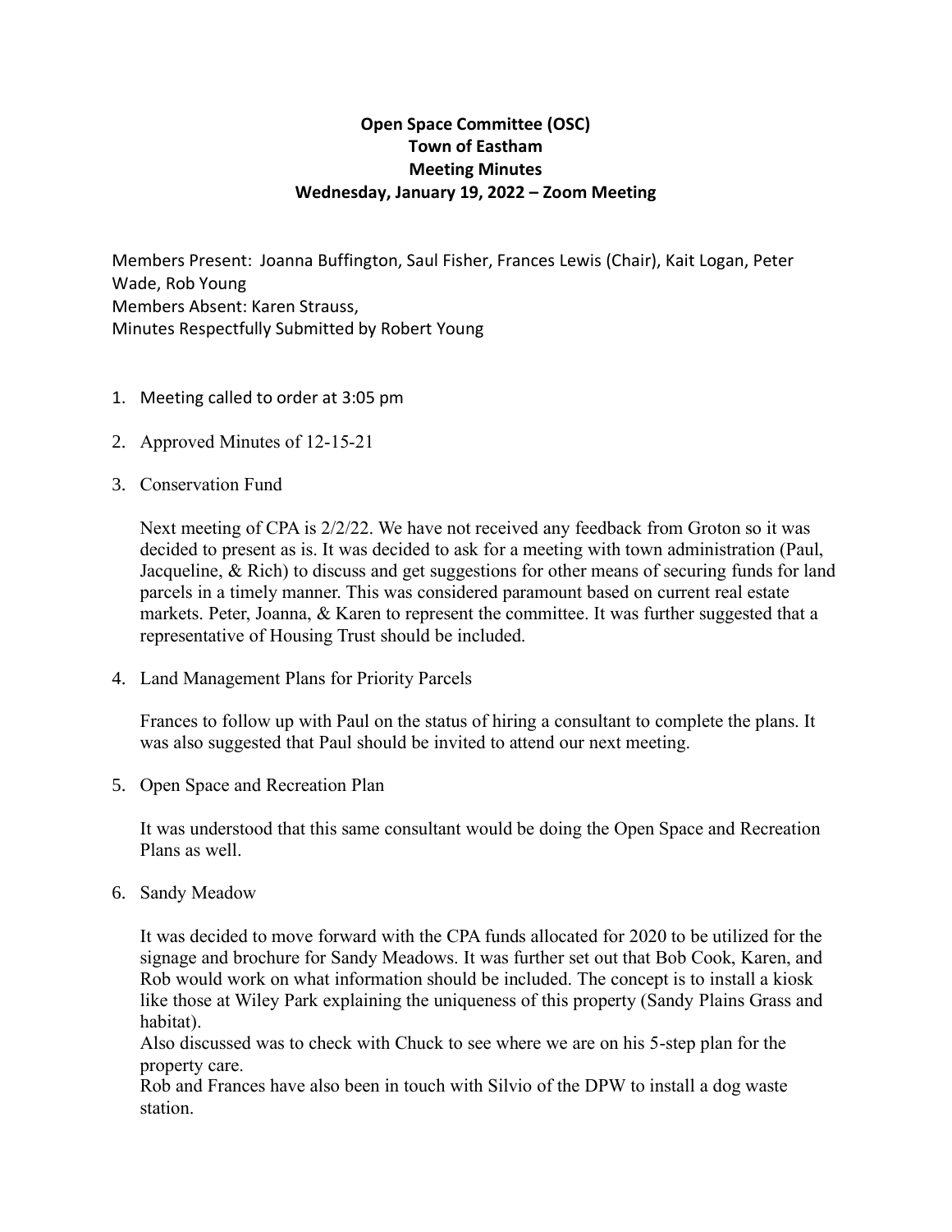# Open Space Committee (OSC)
# Town of Eastham
# Meeting Minutes
# Wednesday, January 19, 2022 – Zoom Meeting

Members Present: Joanna Buffington, Saul Fisher, Frances Lewis (Chair), Kait Logan, Peter Wade, Rob Young
Members Absent: Karen Strauss,
Minutes Respectfully Submitted by Robert Young

1. Meeting called to order at 3:05 pm

2. Approved Minutes of 12-15-21

3. Conservation Fund

   Next meeting of CPA is 2/2/22. We have not received any feedback from Groton so it was decided to present as is. It was decided to ask for a meeting with town administration (Paul, Jacqueline, & Rich) to discuss and get suggestions for other means of securing funds for land parcels in a timely manner. This was considered paramount based on current real estate markets. Peter, Joanna, & Karen to represent the committee. It was further suggested that a representative of Housing Trust should be included.

4. Land Management Plans for Priority Parcels

   Frances to follow up with Paul on the status of hiring a consultant to complete the plans. It was also suggested that Paul should be invited to attend our next meeting.

5. Open Space and Recreation Plan

   It was understood that this same consultant would be doing the Open Space and Recreation Plans as well.

6. Sandy Meadow

   It was decided to move forward with the CPA funds allocated for 2020 to be utilized for the signage and brochure for Sandy Meadows. It was further set out that Bob Cook, Karen, and Rob would work on what information should be included. The concept is to install a kiosk like those at Wiley Park explaining the uniqueness of this property (Sandy Plains Grass and habitat).

   Also discussed was to check with Chuck to see where we are on his 5-step plan for the property care.

   Rob and Frances have also been in touch with Silvio of the DPW to install a dog waste station.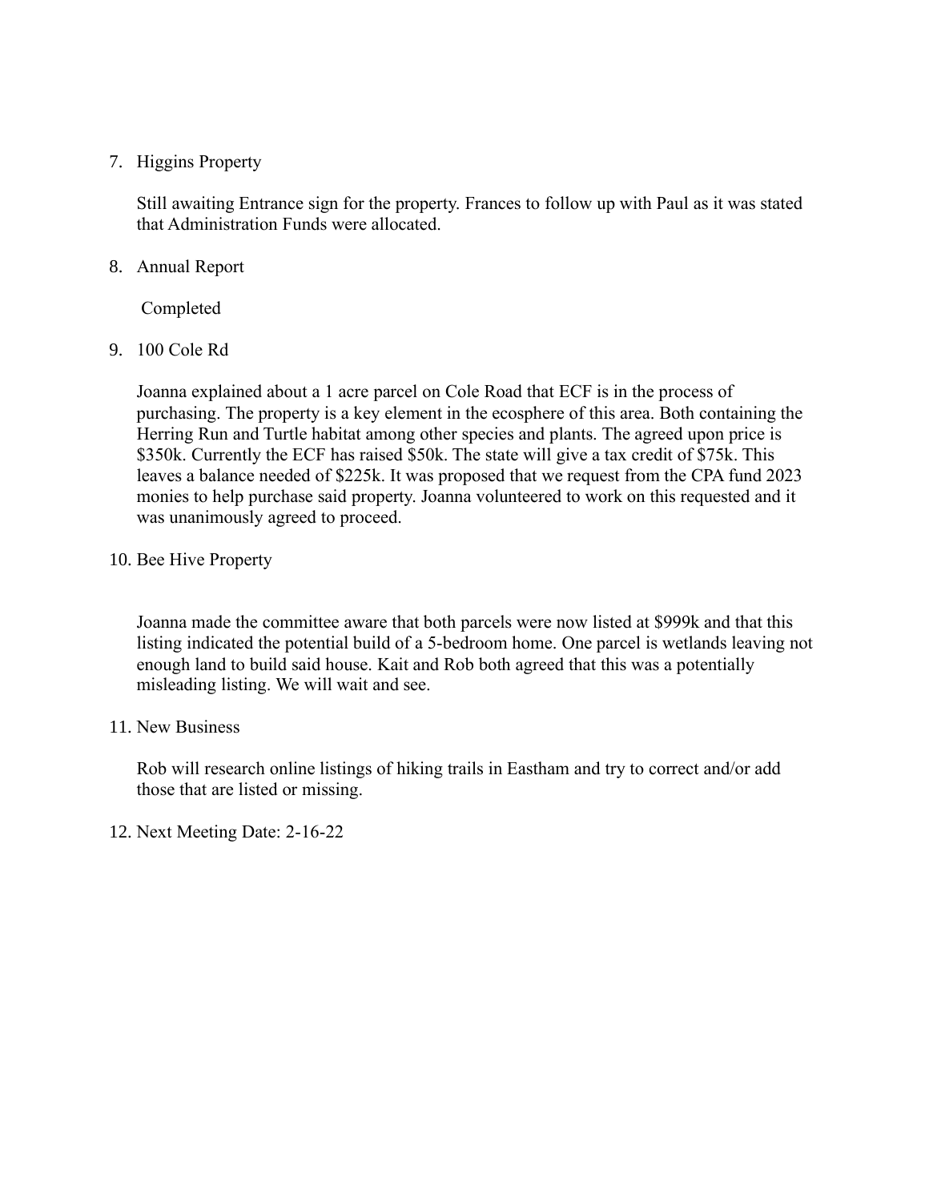7. Higgins Property

   Still awaiting Entrance sign for the property. Frances to follow up with Paul as it was stated that Administration Funds were allocated.

8. Annual Report

   Completed

9. 100 Cole Rd

   Joanna explained about a 1 acre parcel on Cole Road that ECF is in the process of purchasing. The property is a key element in the ecosphere of this area. Both containing the Herring Run and Turtle habitat among other species and plants. The agreed upon price is $350k. Currently the ECF has raised $50k. The state will give a tax credit of $75k. This leaves a balance needed of $225k. It was proposed that we request from the CPA fund 2023 monies to help purchase said property. Joanna volunteered to work on this requested and it was unanimously agreed to proceed.

10. Bee Hive Property

    Joanna made the committee aware that both parcels were now listed at $999k and that this listing indicated the potential build of a 5-bedroom home. One parcel is wetlands leaving not enough land to build said house. Kait and Rob both agreed that this was a potentially misleading listing. We will wait and see.

11. New Business

    Rob will research online listings of hiking trails in Eastham and try to correct and/or add those that are listed or missing.

12. Next Meeting Date: 2-16-22